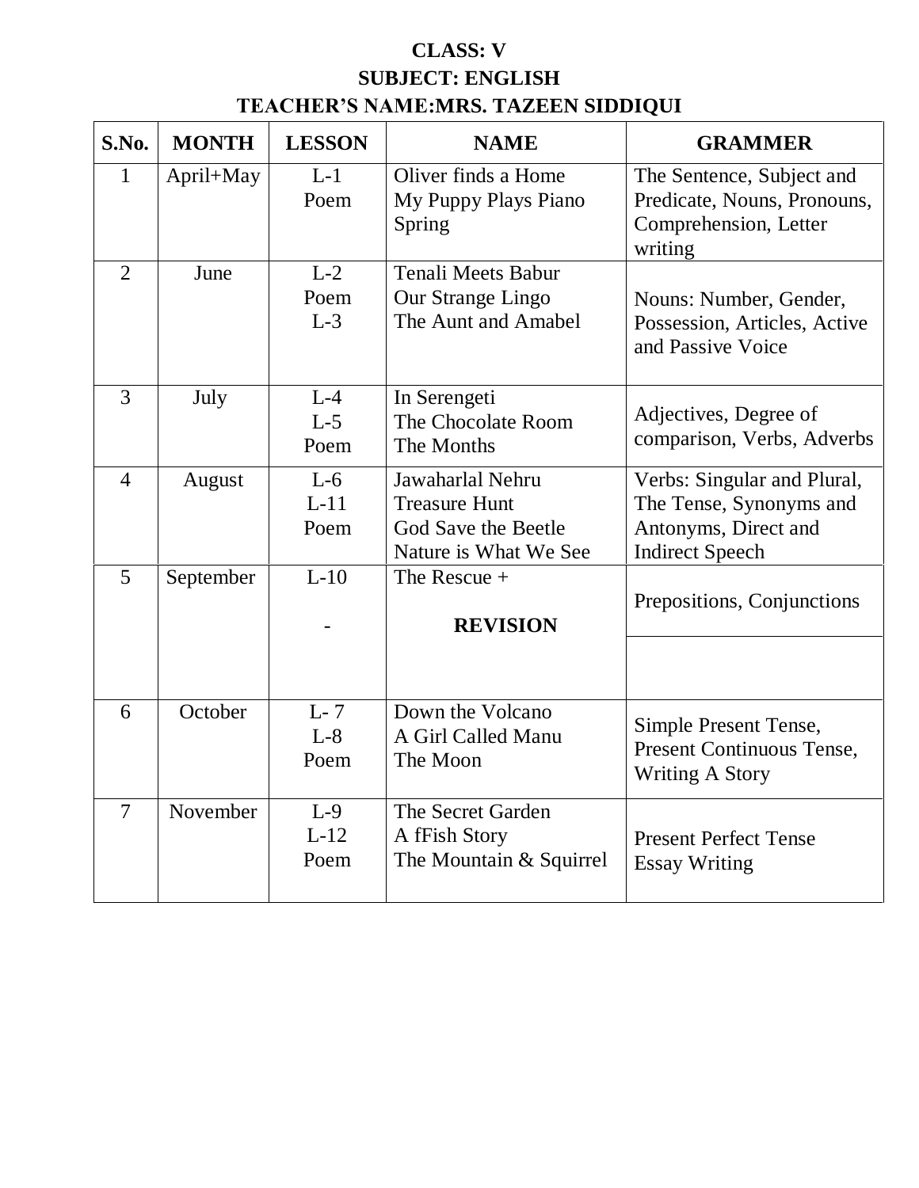**CLASS: V**

**SUBJECT: ENGLISH**

**TEACHER'S NAME:MRS. TAZEEN SIDDIQUI**

| S.No. | MONTH | LESSON | NAME | GRAMMER |
|---|---|---|---|---|
| 1 | April+May | L-1<br>Poem | Oliver finds a Home<br>My Puppy Plays Piano<br>Spring | The Sentence, Subject and Predicate, Nouns, Pronouns, Comprehension, Letter writing |
| 2 | June | L-2<br>Poem<br>L-3 | Tenali Meets Babur<br>Our Strange Lingo<br>The Aunt and Amabel | Nouns: Number, Gender, Possession, Articles, Active and Passive Voice |
| 3 | July | L-4<br>L-5<br>Poem | In Serengeti<br>The Chocolate Room<br>The Months | Adjectives, Degree of comparison, Verbs, Adverbs |
| 4 | August | L-6<br>L-11<br>Poem | Jawaharlal Nehru<br>Treasure Hunt<br>God Save the Beetle<br>Nature is What We See | Verbs: Singular and Plural, The Tense, Synonyms and Antonyms, Direct and Indirect Speech |
| 5 | September | L-10<br>-| The Rescue +<br>**REVISION** | Prepositions, Conjunctions |
| 6 | October | L- 7<br>L-8<br>Poem | Down the Volcano<br>A Girl Called Manu<br>The Moon | Simple Present Tense, Present Continuous Tense, Writing A Story |
| 7 | November | L-9<br>L-12<br>Poem | The Secret Garden<br>A fFish Story<br>The Mountain & Squirrel | Present Perfect Tense<br>Essay Writing |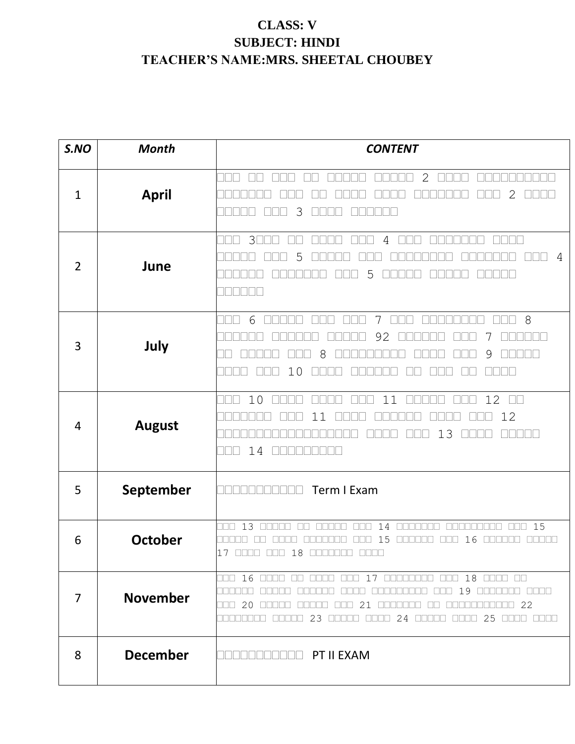**CLASS: V**

**SUBJECT: HINDI**

**TEACHER'S NAME:MRS. SHEETAL CHOUBEY**

| *S.NO* | *Month* | *CONTENT* |
|---|---|---|
| 1 | **April** | □□□ □□ □□□ □□ □□□□□ □□□□□ 2 □□□□ □□□□□□□□□□□ □□□□□□□ □□□ □□ □□□□ □□□□ □□□□□□□ □□□ 2 □□□□ □□□□□ □□□ 3 □□□□ □□□□□□ |
| 2 | **June** | □□□ 3□□□ □□ □□□□ □□□ 4 □□□ □□□□□□□ □□□□ □□□□□ □□□ 5 □□□□□ □□□ □□□□□□□□ □□□□□□□ □□□ 4 □□□□□□ □□□□□□□ □□□ 5 □□□□□ □□□□□ □□□□□ □□□□□□ |
| 3 | **July** | □□□ 6 □□□□□ □□□ □□□ 7 □□□ □□□□□□□□ □□□ 8 □□□□□□ □□□□□□ □□□□□ 92 □□□□□□ □□□ 7 □□□□□□ □□ □□□□□ □□□ 8 □□□□□□□□□ □□□□ □□□ 9 □□□□□ □□□□ □□□ 10 □□□□ □□□□□□ □□ □□□ □□ □□□□ |
| 4 | **August** | □□□ 10 □□□□ □□□□ □□□ 11 □□□□□ □□□ 12 □□ □□□□□□□ □□□ 11 □□□□ □□□□□□ □□□□ □□□ 12 □□□□□□□□□□□□□□□□□□ □□□□ □□□ 13 □□□□ □□□□□ □□□ 14 □□□□□□□□□ |
| 5 | **September** | □□□□□□□□□□□ Term I Exam |
| 6 | **October** | □□□ 13 □□□□□ □□ □□□□□ □□□ 14 □□□□□□□ □□□□□□□□□ □□□ 15 □□□□□ □□ □□□□ □□□□□□□ □□□ 15 □□□□□□ □□□ 16 □□□□□□ □□□□□ 17 □□□□ □□□ 18 □□□□□□□ □□□□ |
| 7 | **November** | □□□ 16 □□□□ □□ □□□□ □□□ 17 □□□□□□□□ □□□ 18 □□□□ □□ □□□□□□ □□□□□ □□□□□□ □□□□ □□□□□□□□□ □□□ 19 □□□□□□□ □□□□ □□□ 20 □□□□□ □□□□□ □□□ 21 □□□□□□□ □□ □□□□□□□□□□□ 22 □□□□□□□□ □□□□□ 23 □□□□□ □□□□ 24 □□□□□ □□□□ 25 □□□□ □□□□ |
| 8 | **December** | □□□□□□□□□□□ PT II EXAM |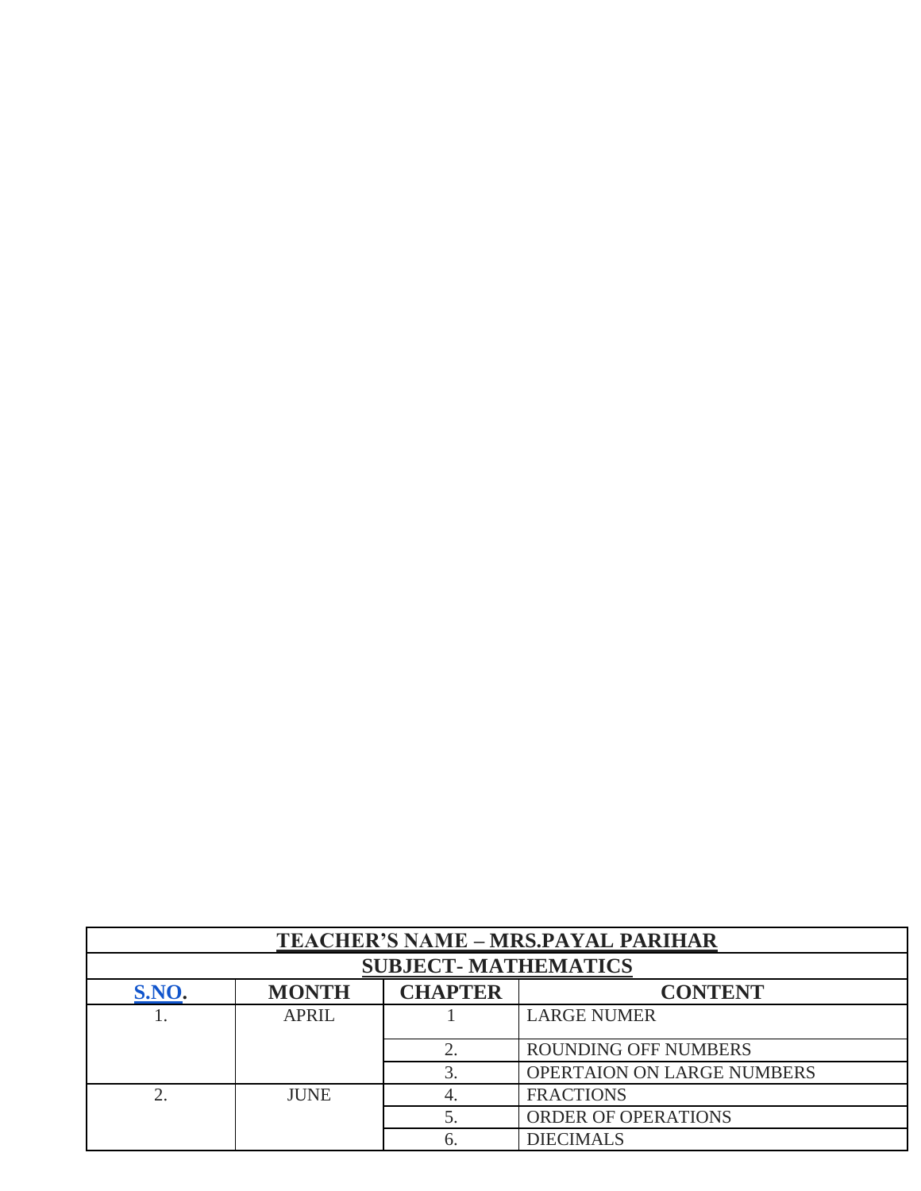| **TEACHER'S NAME – MRS.PAYAL PARIHAR** | | | |
|---|---|---|---|
| **SUBJECT- MATHEMATICS** | | | |
| **S.NO.** | **MONTH** | **CHAPTER** | **CONTENT** |
| 1. | APRIL | 1 | LARGE NUMER |
| | | 2. | ROUNDING OFF NUMBERS |
| | | 3. | OPERTAION ON LARGE NUMBERS |
| 2. | JUNE | 4. | FRACTIONS |
| | | 5. | ORDER OF OPERATIONS |
| | | 6. | DIECIMALS |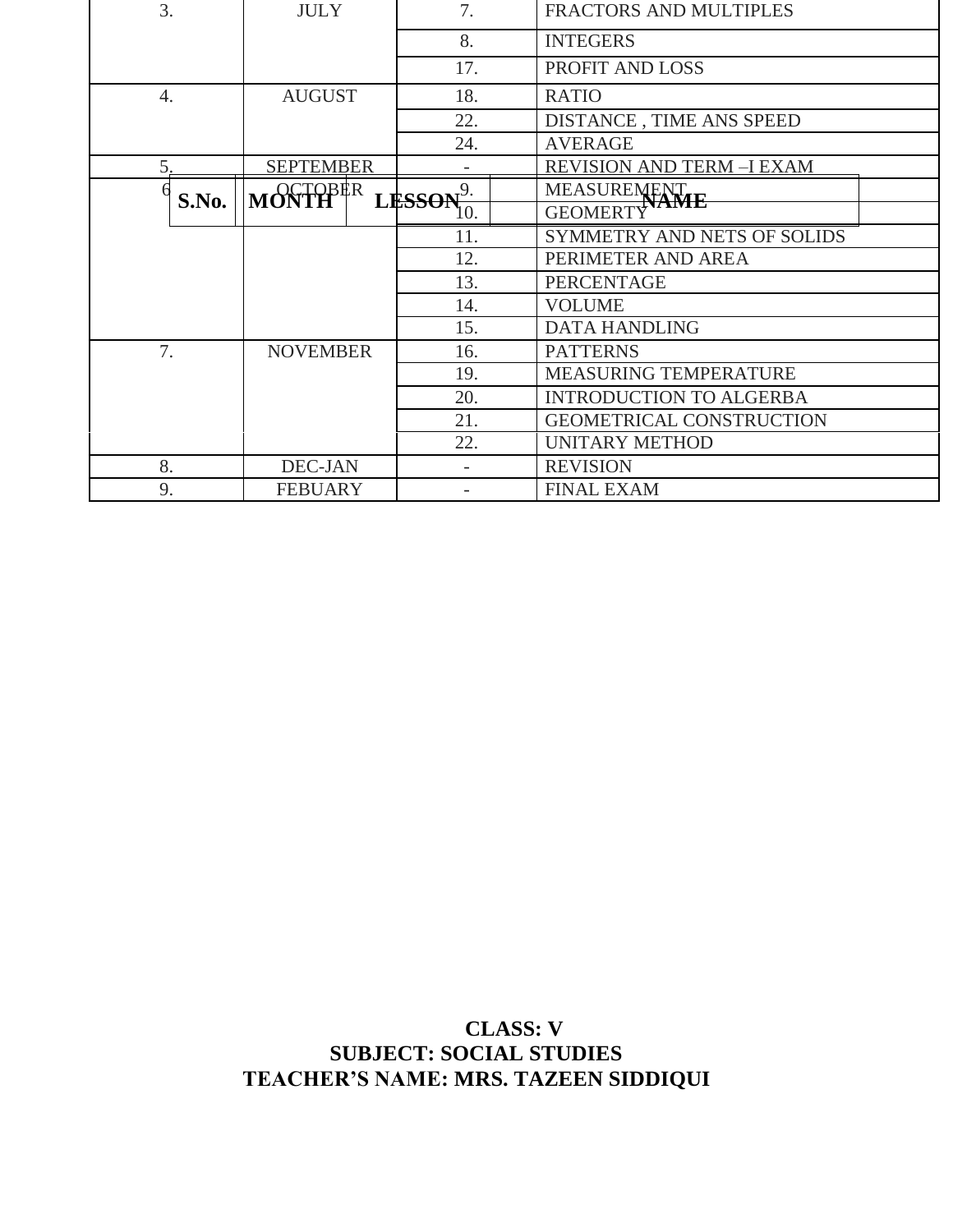| S.No. | MONTH | LESSON | NAME |
|---|---|---|---|
| 3. | JULY | 7. | FRACTORS AND MULTIPLES |
| | | 8. | INTEGERS |
| | | 17. | PROFIT AND LOSS |
| 4. | AUGUST | 18. | RATIO |
| | | 22. | DISTANCE , TIME ANS SPEED |
| | | 24. | AVERAGE |
| 5. | SEPTEMBER | - | REVISION AND TERM –I EXAM |
| 6 | OCTOBER | 9. | MEASUREMENT |
| | | 10. | GEOMERTY |
| | | 11. | SYMMETRY AND NETS OF SOLIDS |
| | | 12. | PERIMETER AND AREA |
| | | 13. | PERCENTAGE |
| | | 14. | VOLUME |
| | | 15. | DATA HANDLING |
| 7. | NOVEMBER | 16. | PATTERNS |
| | | 19. | MEASURING TEMPERATURE |
| | | 20. | INTRODUCTION TO ALGERBA |
| | | 21. | GEOMETRICAL CONSTRUCTION |
| | | 22. | UNITARY METHOD |
| 8. | DEC-JAN | - | REVISION |
| 9. | FEBUARY | - | FINAL EXAM |

**CLASS: V**

**SUBJECT: SOCIAL STUDIES**

**TEACHER'S NAME: MRS. TAZEEN SIDDIQUI**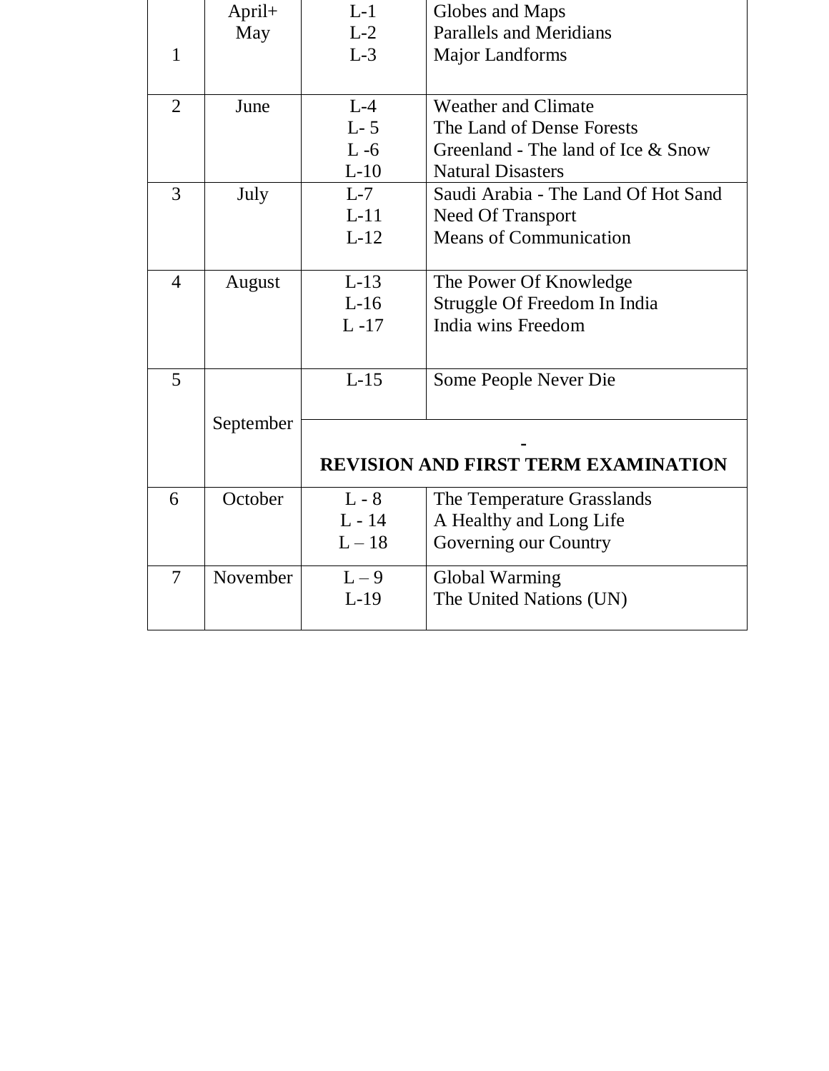| | | | |
|---|---|---|---|
| 1 | April+ May | L-1<br>L-2<br>L-3 | Globes and Maps<br>Parallels and Meridians<br>Major Landforms |
| 2 | June | L-4<br>L- 5<br>L -6<br>L-10 | Weather and Climate<br>The Land of Dense Forests<br>Greenland - The land of Ice & Snow<br>Natural Disasters |
| 3 | July | L-7<br>L-11<br>L-12 | Saudi Arabia - The Land Of Hot Sand<br>Need Of Transport<br>Means of Communication |
| 4 | August | L-13<br>L-16<br>L -17 | The Power Of Knowledge<br>Struggle Of Freedom In India<br>India wins Freedom |
| 5 | September | L-15 | Some People Never Die |
| | | - **REVISION AND FIRST TERM EXAMINATION** | |
| 6 | October | L - 8<br>L - 14<br>L – 18 | The Temperature Grasslands<br>A Healthy and Long Life<br>Governing our Country |
| 7 | November | L – 9<br>L-19 | Global Warming<br>The United Nations (UN) |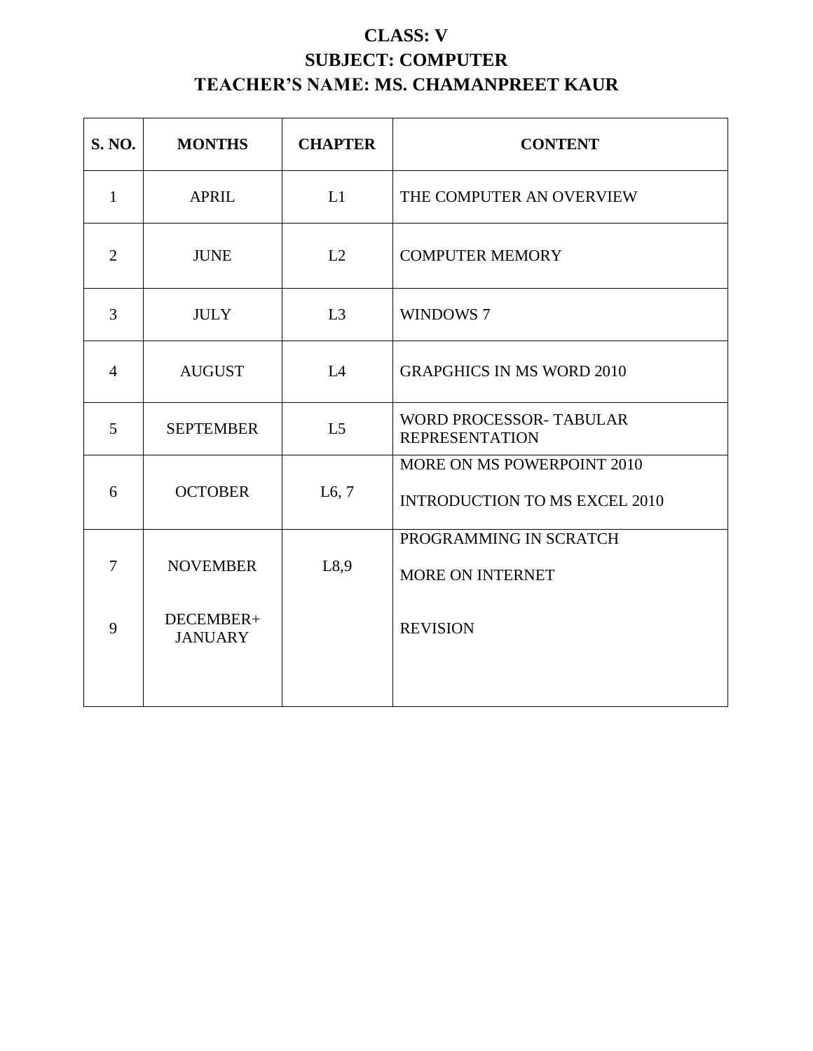**CLASS: V**
**SUBJECT: COMPUTER**
**TEACHER'S NAME: MS. CHAMANPREET KAUR**

| S. NO. | MONTHS | CHAPTER | CONTENT |
|---|---|---|---|
| 1 | APRIL | L1 | THE COMPUTER AN OVERVIEW |
| 2 | JUNE | L2 | COMPUTER MEMORY |
| 3 | JULY | L3 | WINDOWS 7 |
| 4 | AUGUST | L4 | GRAPGHICS IN MS WORD 2010 |
| 5 | SEPTEMBER | L5 | WORD PROCESSOR- TABULAR REPRESENTATION |
| 6 | OCTOBER | L6, 7 | MORE ON MS POWERPOINT 2010<br>INTRODUCTION TO MS EXCEL 2010 |
| 7 | NOVEMBER | L8,9 | PROGRAMMING IN SCRATCH<br>MORE ON INTERNET |
| 9 | DECEMBER+ JANUARY | | REVISION |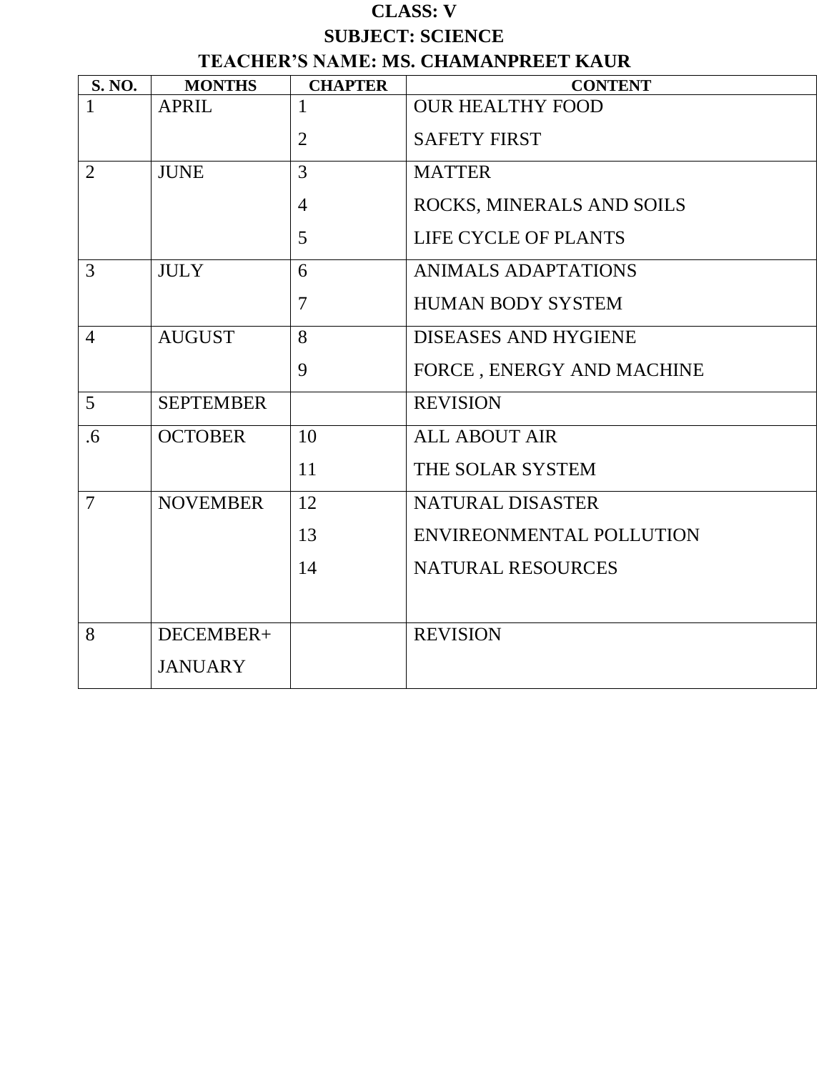**CLASS: V**

**SUBJECT: SCIENCE**

**TEACHER'S NAME: MS. CHAMANPREET KAUR**

| S. NO. | MONTHS | CHAPTER | CONTENT |
|---|---|---|---|
| 1 | APRIL | 1<br>2 | OUR HEALTHY FOOD<br>SAFETY FIRST |
| 2 | JUNE | 3<br>4<br>5 | MATTER<br>ROCKS, MINERALS AND SOILS<br>LIFE CYCLE OF PLANTS |
| 3 | JULY | 6<br>7 | ANIMALS ADAPTATIONS<br>HUMAN BODY SYSTEM |
| 4 | AUGUST | 8<br>9 | DISEASES AND HYGIENE<br>FORCE , ENERGY AND MACHINE |
| 5 | SEPTEMBER | | REVISION |
| .6 | OCTOBER | 10<br>11 | ALL ABOUT AIR<br>THE SOLAR SYSTEM |
| 7 | NOVEMBER | 12<br>13<br>14 | NATURAL DISASTER<br>ENVIREONMENTAL POLLUTION<br>NATURAL RESOURCES |
| 8 | DECEMBER+<br>JANUARY | | REVISION |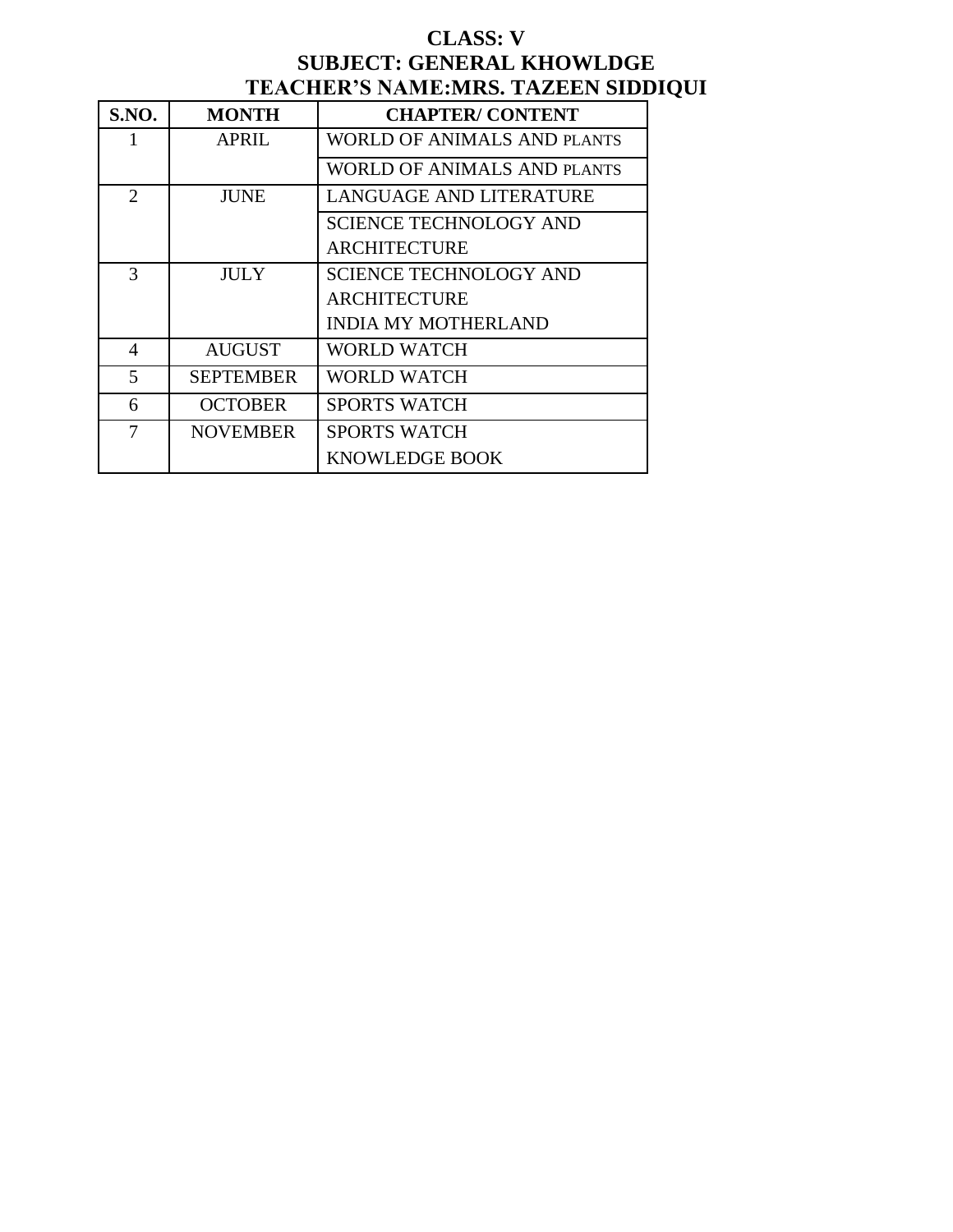**CLASS: V**

**SUBJECT: GENERAL KHOWLDGE**

**TEACHER'S NAME:MRS. TAZEEN SIDDIQUI**

| S.NO. | MONTH | CHAPTER/ CONTENT |
|---|---|---|
| 1 | APRIL | WORLD OF ANIMALS AND PLANTS |
| | | WORLD OF ANIMALS AND PLANTS |
| 2 | JUNE | LANGUAGE AND LITERATURE |
| | | SCIENCE TECHNOLOGY AND ARCHITECTURE |
| 3 | JULY | SCIENCE TECHNOLOGY AND ARCHITECTURE<br>INDIA MY MOTHERLAND |
| 4 | AUGUST | WORLD WATCH |
| 5 | SEPTEMBER | WORLD WATCH |
| 6 | OCTOBER | SPORTS WATCH |
| 7 | NOVEMBER | SPORTS WATCH<br>KNOWLEDGE BOOK |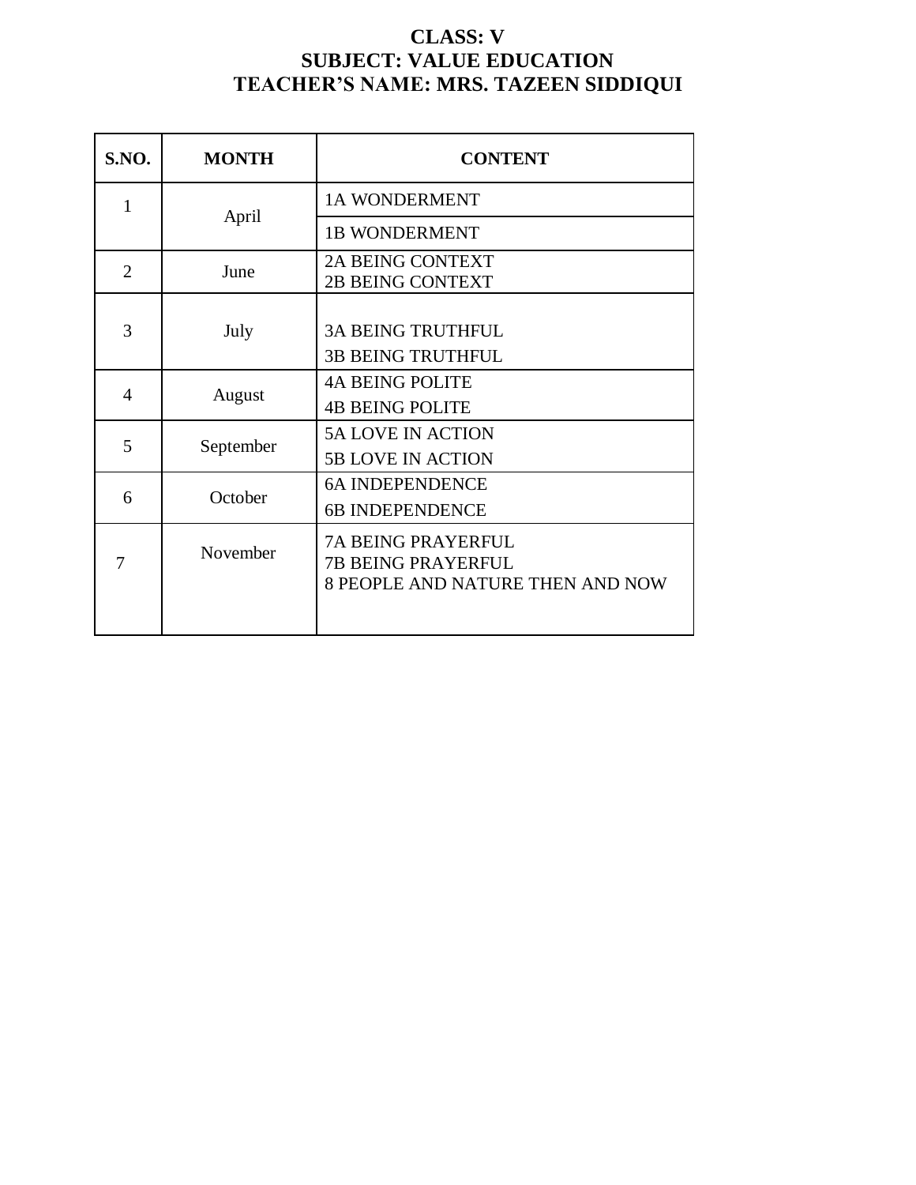**CLASS: V**
**SUBJECT: VALUE EDUCATION**
**TEACHER'S NAME: MRS. TAZEEN SIDDIQUI**

| S.NO. | MONTH | CONTENT |
|---|---|---|
| 1 | April | 1A WONDERMENT |
| | | 1B WONDERMENT |
| 2 | June | 2A BEING CONTEXT<br>2B BEING CONTEXT |
| 3 | July | 3A BEING TRUTHFUL<br>3B BEING TRUTHFUL |
| 4 | August | 4A BEING POLITE<br>4B BEING POLITE |
| 5 | September | 5A LOVE IN ACTION<br>5B LOVE IN ACTION |
| 6 | October | 6A INDEPENDENCE<br>6B INDEPENDENCE |
| 7 | November | 7A BEING PRAYERFUL<br>7B BEING PRAYERFUL<br>8 PEOPLE AND NATURE THEN AND NOW |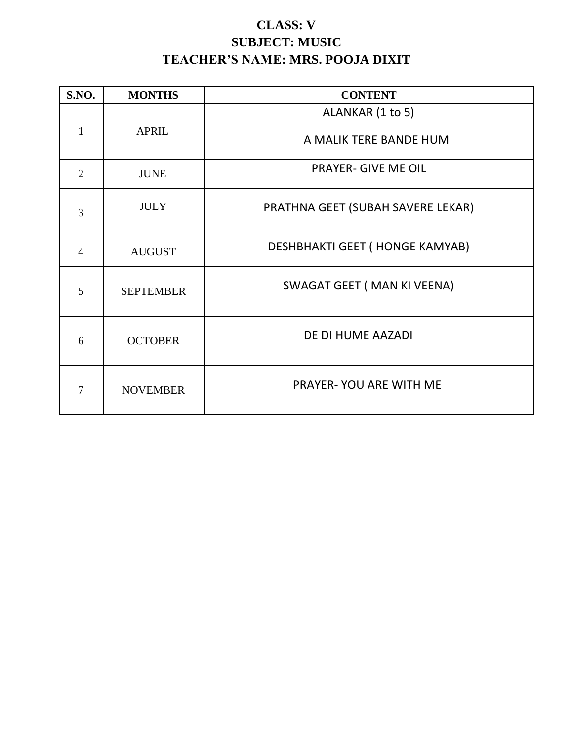**CLASS: V**

**SUBJECT: MUSIC**

**TEACHER'S NAME: MRS. POOJA DIXIT**

| S.NO. | MONTHS | CONTENT |
|---|---|---|
| 1 | APRIL | ALANKAR (1 to 5)<br><br>A MALIK TERE BANDE HUM |
| 2 | JUNE | PRAYER- GIVE ME OIL |
| 3 | JULY | PRATHNA GEET (SUBAH SAVERE LEKAR) |
| 4 | AUGUST | DESHBHAKTI GEET ( HONGE KAMYAB) |
| 5 | SEPTEMBER | SWAGAT GEET ( MAN KI VEENA) |
| 6 | OCTOBER | DE DI HUME AAZADI |
| 7 | NOVEMBER | PRAYER- YOU ARE WITH ME |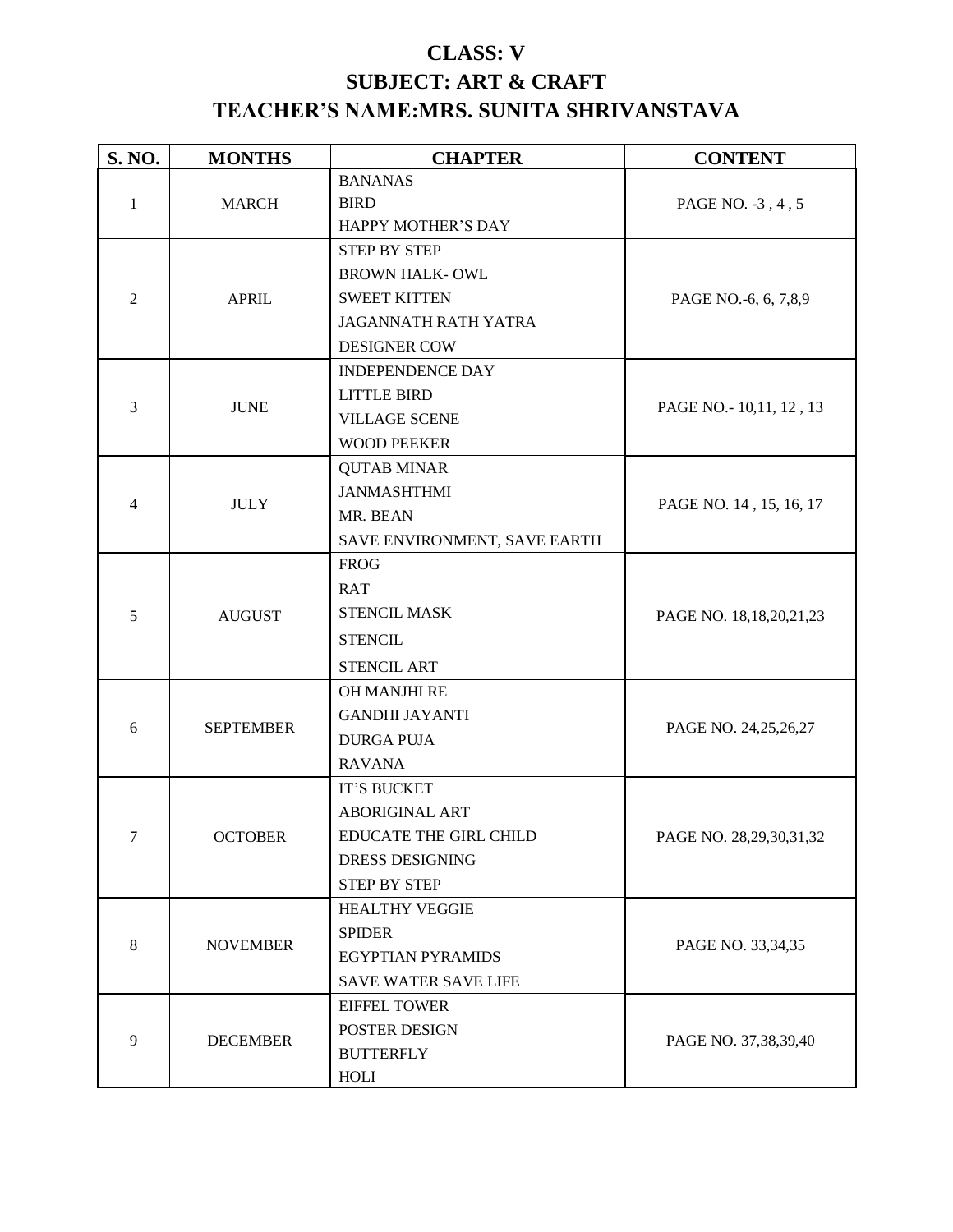# CLASS: V
# SUBJECT: ART & CRAFT
# TEACHER'S NAME:MRS. SUNITA SHRIVANSTAVA

| S. NO. | MONTHS | CHAPTER | CONTENT |
|---|---|---|---|
| 1 | MARCH | BANANAS<br>BIRD<br>HAPPY MOTHER'S DAY | PAGE NO. -3 , 4 , 5 |
| 2 | APRIL | STEP BY STEP<br>BROWN HALK- OWL<br>SWEET KITTEN<br>JAGANNATH RATH YATRA<br>DESIGNER COW | PAGE NO.-6, 6, 7,8,9 |
| 3 | JUNE | INDEPENDENCE DAY<br>LITTLE BIRD<br>VILLAGE SCENE<br>WOOD PEEKER | PAGE NO.- 10,11, 12 , 13 |
| 4 | JULY | QUTAB MINAR<br>JANMASHTHMI<br>MR. BEAN<br>SAVE ENVIRONMENT, SAVE EARTH | PAGE NO. 14 , 15, 16, 17 |
| 5 | AUGUST | FROG<br>RAT<br>STENCIL MASK<br>STENCIL<br>STENCIL ART | PAGE NO. 18,18,20,21,23 |
| 6 | SEPTEMBER | OH MANJHI RE<br>GANDHI JAYANTI<br>DURGA PUJA<br>RAVANA | PAGE NO. 24,25,26,27 |
| 7 | OCTOBER | IT'S BUCKET<br>ABORIGINAL ART<br>EDUCATE THE GIRL CHILD<br>DRESS DESIGNING<br>STEP BY STEP | PAGE NO. 28,29,30,31,32 |
| 8 | NOVEMBER | HEALTHY VEGGIE<br>SPIDER<br>EGYPTIAN PYRAMIDS<br>SAVE WATER SAVE LIFE | PAGE NO. 33,34,35 |
| 9 | DECEMBER | EIFFEL TOWER<br>POSTER DESIGN<br>BUTTERFLY<br>HOLI | PAGE NO. 37,38,39,40 |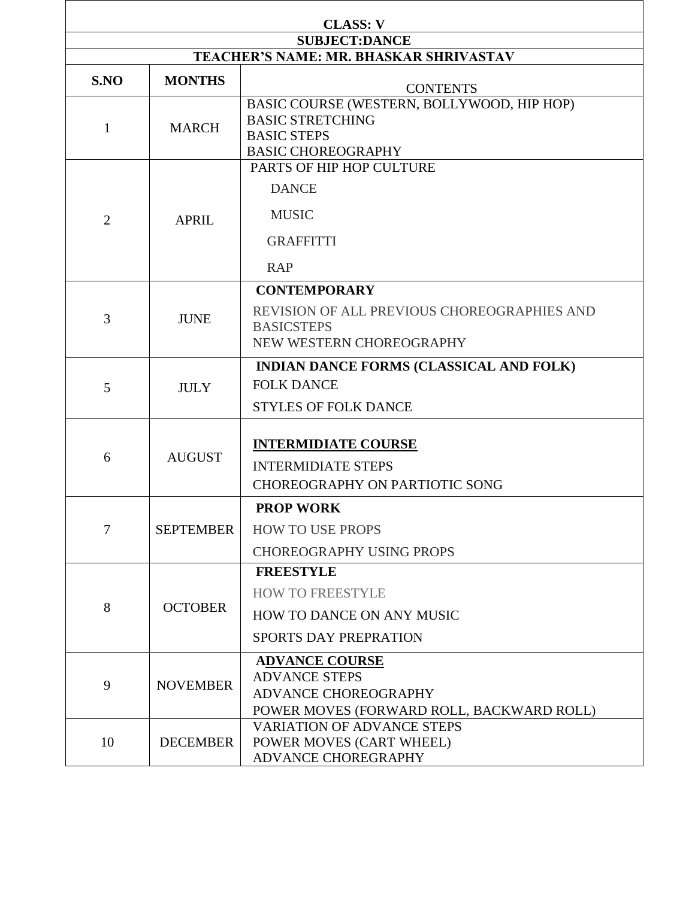**CLASS: V**

**SUBJECT:DANCE**

**TEACHER'S NAME: MR. BHASKAR SHRIVASTAV**

| S.NO | MONTHS | CONTENTS |
|---|---|---|
| 1 | MARCH | BASIC COURSE (WESTERN, BOLLYWOOD, HIP HOP)<br>BASIC STRETCHING<br>BASIC STEPS<br>BASIC CHOREOGRAPHY |
| 2 | APRIL | PARTS OF HIP HOP CULTURE<br>DANCE<br>MUSIC<br>GRAFFITTI<br>RAP |
| 3 | JUNE | **CONTEMPORARY**<br>REVISION OF ALL PREVIOUS CHOREOGRAPHIES AND BASICSTEPS<br>NEW WESTERN CHOREOGRAPHY |
| 5 | JULY | **INDIAN DANCE FORMS (CLASSICAL AND FOLK)**<br>FOLK DANCE<br>STYLES OF FOLK DANCE |
| 6 | AUGUST | **INTERMIDIATE COURSE**<br>INTERMIDIATE STEPS<br>CHOREOGRAPHY ON PARTIOTIC SONG |
| 7 | SEPTEMBER | **PROP WORK**<br>HOW TO USE PROPS<br>CHOREOGRAPHY USING PROPS |
| 8 | OCTOBER | **FREESTYLE**<br>HOW TO FREESTYLE<br>HOW TO DANCE ON ANY MUSIC<br>SPORTS DAY PREPRATION |
| 9 | NOVEMBER | **ADVANCE COURSE**<br>ADVANCE STEPS<br>ADVANCE CHOREOGRAPHY<br>POWER MOVES (FORWARD ROLL, BACKWARD ROLL) |
| 10 | DECEMBER | VARIATION OF ADVANCE STEPS<br>POWER MOVES (CART WHEEL)<br>ADVANCE CHOREGRAPHY |